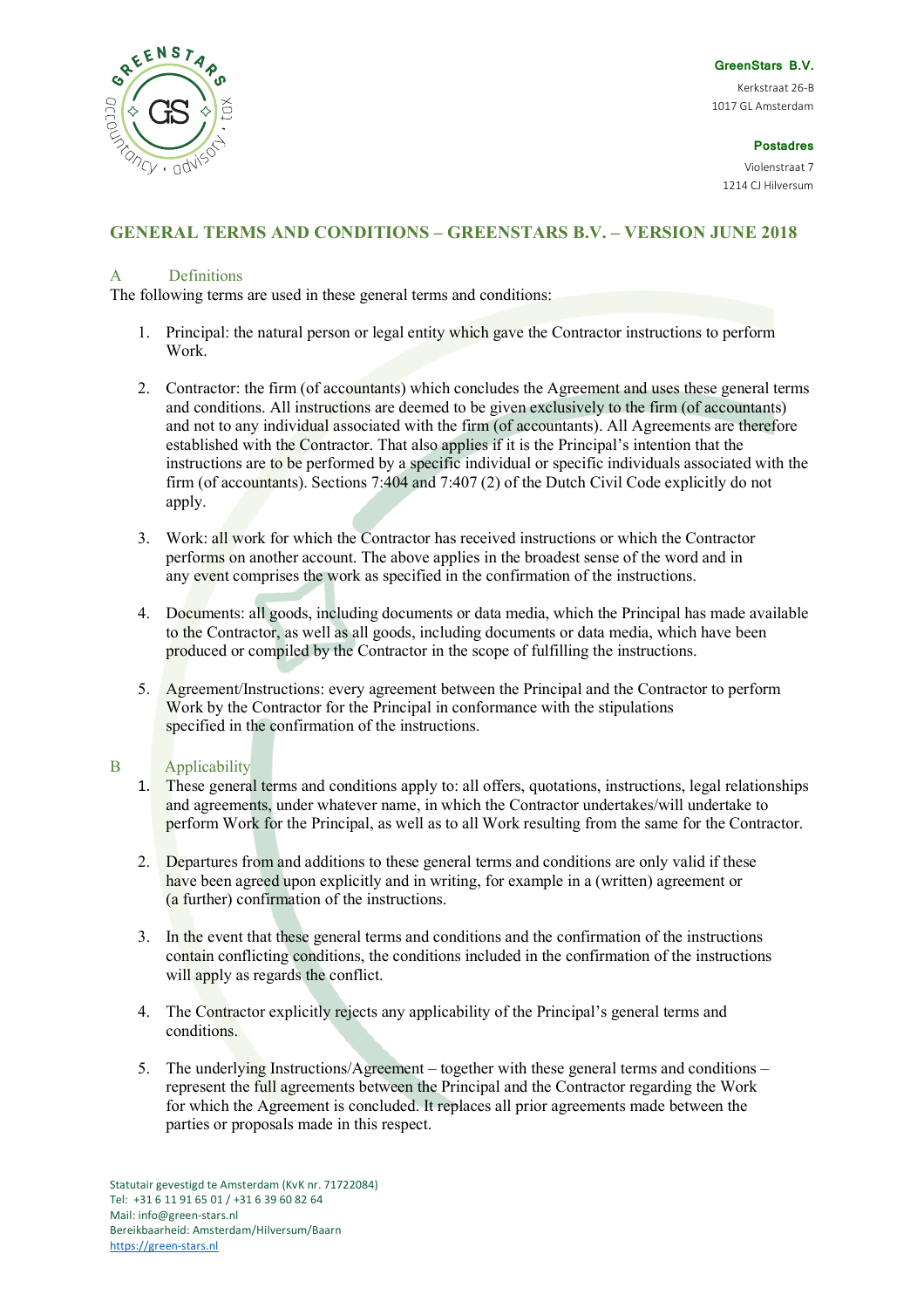GreenStars B.V.
Kerkstraat 26-B
1017 GL Amsterdam

**Postadres**
Violenstraat 7
1214 CJ Hilversum

# GENERAL TERMS AND CONDITIONS – GREENSTARS B.V. – VERSION JUNE 2018

## A Definitions

The following terms are used in these general terms and conditions:

1. Principal: the natural person or legal entity which gave the Contractor instructions to perform Work.

2. Contractor: the firm (of accountants) which concludes the Agreement and uses these general terms and conditions. All instructions are deemed to be given exclusively to the firm (of accountants) and not to any individual associated with the firm (of accountants). All Agreements are therefore established with the Contractor. That also applies if it is the Principal's intention that the instructions are to be performed by a specific individual or specific individuals associated with the firm (of accountants). Sections 7:404 and 7:407 (2) of the Dutch Civil Code explicitly do not apply.

3. Work: all work for which the Contractor has received instructions or which the Contractor performs on another account. The above applies in the broadest sense of the word and in any event comprises the work as specified in the confirmation of the instructions.

4. Documents: all goods, including documents or data media, which the Principal has made available to the Contractor, as well as all goods, including documents or data media, which have been produced or compiled by the Contractor in the scope of fulfilling the instructions.

5. Agreement/Instructions: every agreement between the Principal and the Contractor to perform Work by the Contractor for the Principal in conformance with the stipulations specified in the confirmation of the instructions.

## B Applicability

1. These general terms and conditions apply to: all offers, quotations, instructions, legal relationships and agreements, under whatever name, in which the Contractor undertakes/will undertake to perform Work for the Principal, as well as to all Work resulting from the same for the Contractor.

2. Departures from and additions to these general terms and conditions are only valid if these have been agreed upon explicitly and in writing, for example in a (written) agreement or (a further) confirmation of the instructions.

3. In the event that these general terms and conditions and the confirmation of the instructions contain conflicting conditions, the conditions included in the confirmation of the instructions will apply as regards the conflict.

4. The Contractor explicitly rejects any applicability of the Principal's general terms and conditions.

5. The underlying Instructions/Agreement – together with these general terms and conditions – represent the full agreements between the Principal and the Contractor regarding the Work for which the Agreement is concluded. It replaces all prior agreements made between the parties or proposals made in this respect.

Statutair gevestigd te Amsterdam (KvK nr. 71722084)
Tel: +31 6 11 91 65 01 / +31 6 39 60 82 64
Mail: info@green-stars.nl
Bereikbaarheid: Amsterdam/Hilversum/Baarn
https://green-stars.nl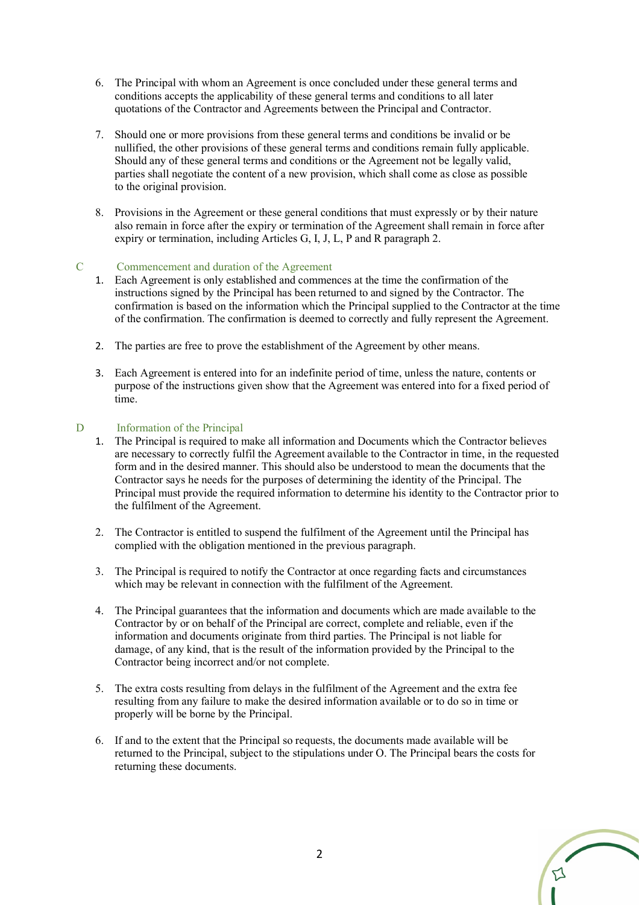6. The Principal with whom an Agreement is once concluded under these general terms and conditions accepts the applicability of these general terms and conditions to all later quotations of the Contractor and Agreements between the Principal and Contractor.

7. Should one or more provisions from these general terms and conditions be invalid or be nullified, the other provisions of these general terms and conditions remain fully applicable. Should any of these general terms and conditions or the Agreement not be legally valid, parties shall negotiate the content of a new provision, which shall come as close as possible to the original provision.

8. Provisions in the Agreement or these general conditions that must expressly or by their nature also remain in force after the expiry or termination of the Agreement shall remain in force after expiry or termination, including Articles G, I, J, L, P and R paragraph 2.

## C Commencement and duration of the Agreement

1. Each Agreement is only established and commences at the time the confirmation of the instructions signed by the Principal has been returned to and signed by the Contractor. The confirmation is based on the information which the Principal supplied to the Contractor at the time of the confirmation. The confirmation is deemed to correctly and fully represent the Agreement.

2. The parties are free to prove the establishment of the Agreement by other means.

3. Each Agreement is entered into for an indefinite period of time, unless the nature, contents or purpose of the instructions given show that the Agreement was entered into for a fixed period of time.

## D Information of the Principal

1. The Principal is required to make all information and Documents which the Contractor believes are necessary to correctly fulfil the Agreement available to the Contractor in time, in the requested form and in the desired manner. This should also be understood to mean the documents that the Contractor says he needs for the purposes of determining the identity of the Principal. The Principal must provide the required information to determine his identity to the Contractor prior to the fulfilment of the Agreement.

2. The Contractor is entitled to suspend the fulfilment of the Agreement until the Principal has complied with the obligation mentioned in the previous paragraph.

3. The Principal is required to notify the Contractor at once regarding facts and circumstances which may be relevant in connection with the fulfilment of the Agreement.

4. The Principal guarantees that the information and documents which are made available to the Contractor by or on behalf of the Principal are correct, complete and reliable, even if the information and documents originate from third parties. The Principal is not liable for damage, of any kind, that is the result of the information provided by the Principal to the Contractor being incorrect and/or not complete.

5. The extra costs resulting from delays in the fulfilment of the Agreement and the extra fee resulting from any failure to make the desired information available or to do so in time or properly will be borne by the Principal.

6. If and to the extent that the Principal so requests, the documents made available will be returned to the Principal, subject to the stipulations under O. The Principal bears the costs for returning these documents.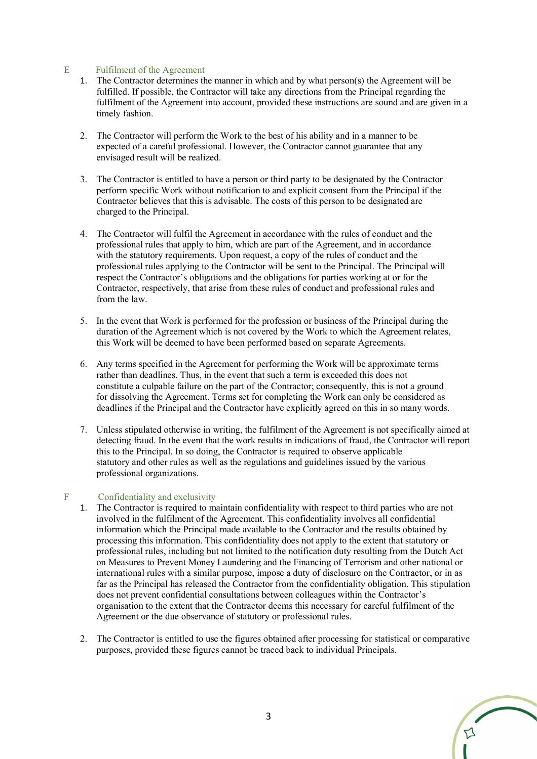## E Fulfilment of the Agreement

1. The Contractor determines the manner in which and by what person(s) the Agreement will be fulfilled. If possible, the Contractor will take any directions from the Principal regarding the fulfilment of the Agreement into account, provided these instructions are sound and are given in a timely fashion.

2. The Contractor will perform the Work to the best of his ability and in a manner to be expected of a careful professional. However, the Contractor cannot guarantee that any envisaged result will be realized.

3. The Contractor is entitled to have a person or third party to be designated by the Contractor perform specific Work without notification to and explicit consent from the Principal if the Contractor believes that this is advisable. The costs of this person to be designated are charged to the Principal.

4. The Contractor will fulfil the Agreement in accordance with the rules of conduct and the professional rules that apply to him, which are part of the Agreement, and in accordance with the statutory requirements. Upon request, a copy of the rules of conduct and the professional rules applying to the Contractor will be sent to the Principal. The Principal will respect the Contractor's obligations and the obligations for parties working at or for the Contractor, respectively, that arise from these rules of conduct and professional rules and from the law.

5. In the event that Work is performed for the profession or business of the Principal during the duration of the Agreement which is not covered by the Work to which the Agreement relates, this Work will be deemed to have been performed based on separate Agreements.

6. Any terms specified in the Agreement for performing the Work will be approximate terms rather than deadlines. Thus, in the event that such a term is exceeded this does not constitute a culpable failure on the part of the Contractor; consequently, this is not a ground for dissolving the Agreement. Terms set for completing the Work can only be considered as deadlines if the Principal and the Contractor have explicitly agreed on this in so many words.

7. Unless stipulated otherwise in writing, the fulfilment of the Agreement is not specifically aimed at detecting fraud. In the event that the work results in indications of fraud, the Contractor will report this to the Principal. In so doing, the Contractor is required to observe applicable statutory and other rules as well as the regulations and guidelines issued by the various professional organizations.

## F Confidentiality and exclusivity

1. The Contractor is required to maintain confidentiality with respect to third parties who are not involved in the fulfilment of the Agreement. This confidentiality involves all confidential information which the Principal made available to the Contractor and the results obtained by processing this information. This confidentiality does not apply to the extent that statutory or professional rules, including but not limited to the notification duty resulting from the Dutch Act on Measures to Prevent Money Laundering and the Financing of Terrorism and other national or international rules with a similar purpose, impose a duty of disclosure on the Contractor, or in as far as the Principal has released the Contractor from the confidentiality obligation. This stipulation does not prevent confidential consultations between colleagues within the Contractor's organisation to the extent that the Contractor deems this necessary for careful fulfilment of the Agreement or the due observance of statutory or professional rules.

2. The Contractor is entitled to use the figures obtained after processing for statistical or comparative purposes, provided these figures cannot be traced back to individual Principals.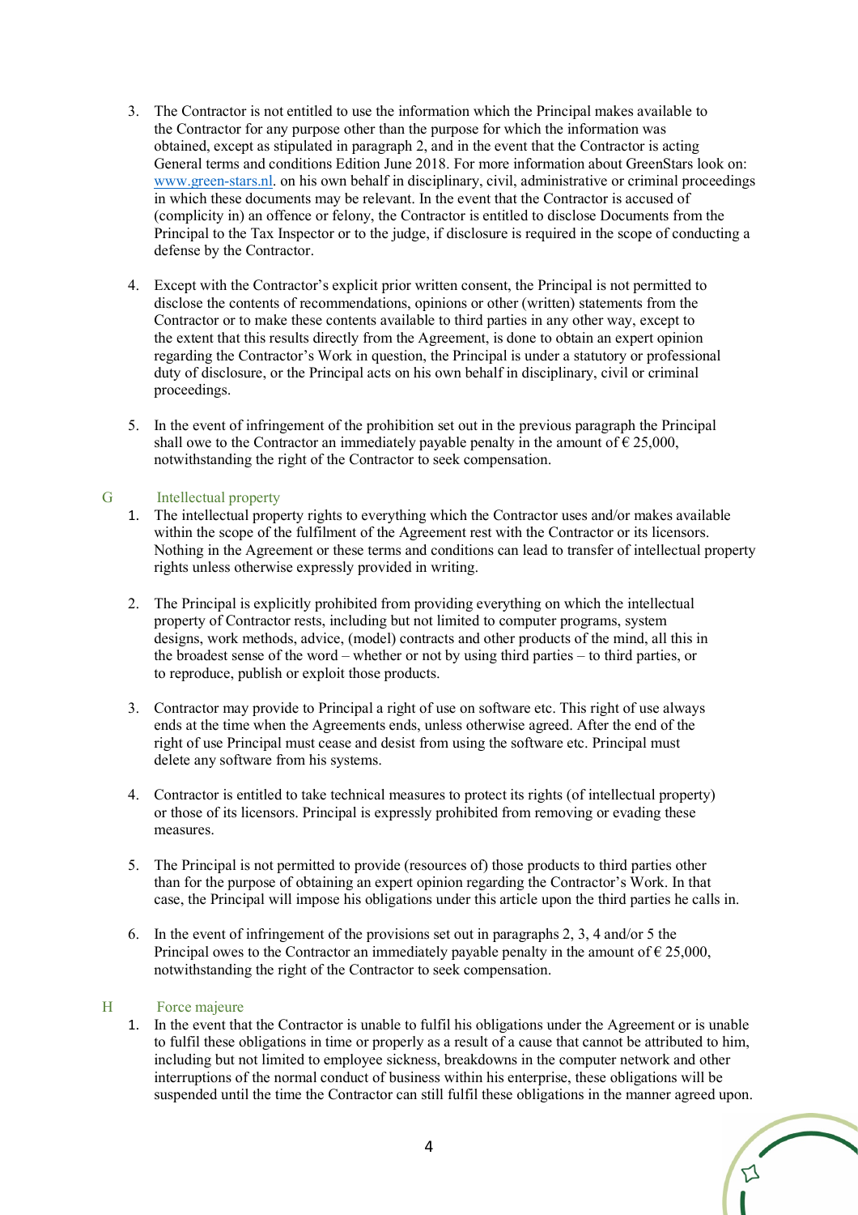3. The Contractor is not entitled to use the information which the Principal makes available to the Contractor for any purpose other than the purpose for which the information was obtained, except as stipulated in paragraph 2, and in the event that the Contractor is acting General terms and conditions Edition June 2018. For more information about GreenStars look on: [www.green-stars.nl](http://www.green-stars.nl). on his own behalf in disciplinary, civil, administrative or criminal proceedings in which these documents may be relevant. In the event that the Contractor is accused of (complicity in) an offence or felony, the Contractor is entitled to disclose Documents from the Principal to the Tax Inspector or to the judge, if disclosure is required in the scope of conducting a defense by the Contractor.

4. Except with the Contractor's explicit prior written consent, the Principal is not permitted to disclose the contents of recommendations, opinions or other (written) statements from the Contractor or to make these contents available to third parties in any other way, except to the extent that this results directly from the Agreement, is done to obtain an expert opinion regarding the Contractor's Work in question, the Principal is under a statutory or professional duty of disclosure, or the Principal acts on his own behalf in disciplinary, civil or criminal proceedings.

5. In the event of infringement of the prohibition set out in the previous paragraph the Principal shall owe to the Contractor an immediately payable penalty in the amount of € 25,000, notwithstanding the right of the Contractor to seek compensation.

## G Intellectual property

1. The intellectual property rights to everything which the Contractor uses and/or makes available within the scope of the fulfilment of the Agreement rest with the Contractor or its licensors. Nothing in the Agreement or these terms and conditions can lead to transfer of intellectual property rights unless otherwise expressly provided in writing.

2. The Principal is explicitly prohibited from providing everything on which the intellectual property of Contractor rests, including but not limited to computer programs, system designs, work methods, advice, (model) contracts and other products of the mind, all this in the broadest sense of the word – whether or not by using third parties – to third parties, or to reproduce, publish or exploit those products.

3. Contractor may provide to Principal a right of use on software etc. This right of use always ends at the time when the Agreements ends, unless otherwise agreed. After the end of the right of use Principal must cease and desist from using the software etc. Principal must delete any software from his systems.

4. Contractor is entitled to take technical measures to protect its rights (of intellectual property) or those of its licensors. Principal is expressly prohibited from removing or evading these measures.

5. The Principal is not permitted to provide (resources of) those products to third parties other than for the purpose of obtaining an expert opinion regarding the Contractor's Work. In that case, the Principal will impose his obligations under this article upon the third parties he calls in.

6. In the event of infringement of the provisions set out in paragraphs 2, 3, 4 and/or 5 the Principal owes to the Contractor an immediately payable penalty in the amount of € 25,000, notwithstanding the right of the Contractor to seek compensation.

## H Force majeure

1. In the event that the Contractor is unable to fulfil his obligations under the Agreement or is unable to fulfil these obligations in time or properly as a result of a cause that cannot be attributed to him, including but not limited to employee sickness, breakdowns in the computer network and other interruptions of the normal conduct of business within his enterprise, these obligations will be suspended until the time the Contractor can still fulfil these obligations in the manner agreed upon.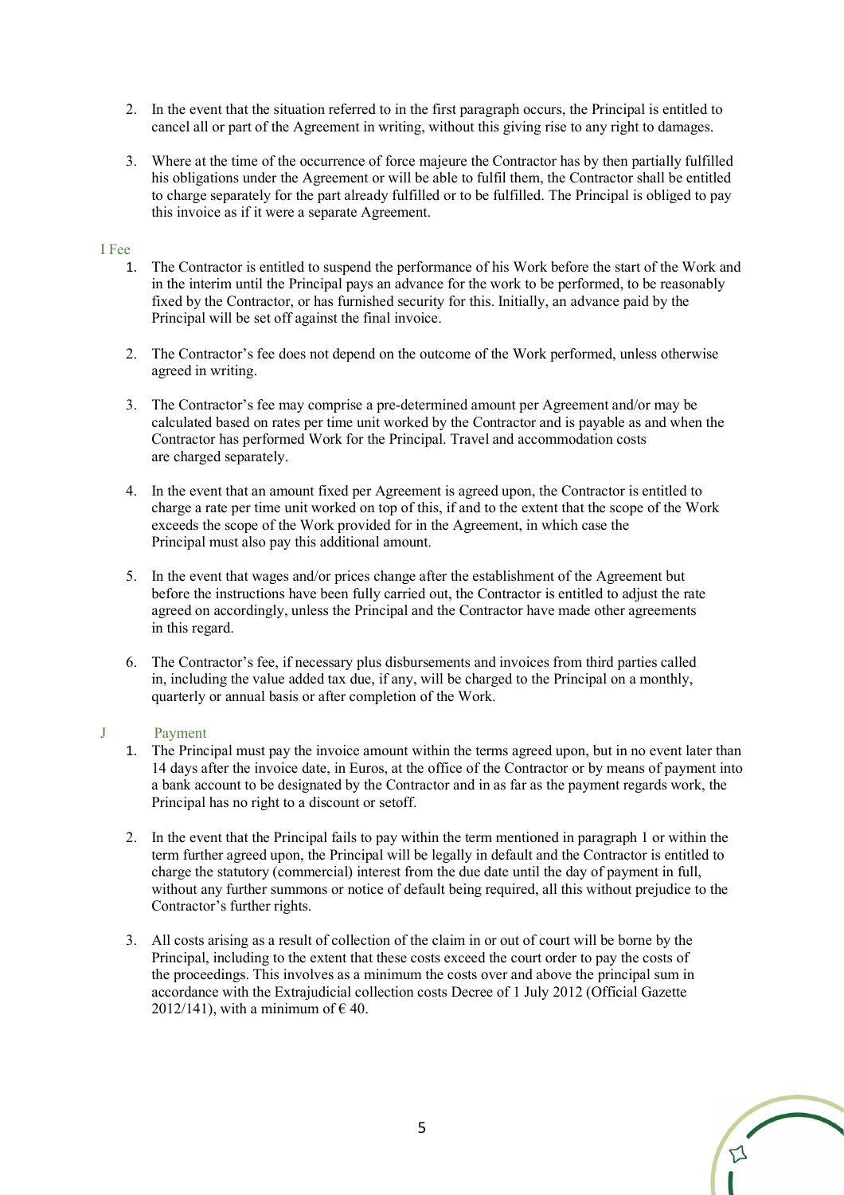2. In the event that the situation referred to in the first paragraph occurs, the Principal is entitled to cancel all or part of the Agreement in writing, without this giving rise to any right to damages.

3. Where at the time of the occurrence of force majeure the Contractor has by then partially fulfilled his obligations under the Agreement or will be able to fulfil them, the Contractor shall be entitled to charge separately for the part already fulfilled or to be fulfilled. The Principal is obliged to pay this invoice as if it were a separate Agreement.

## I Fee

1. The Contractor is entitled to suspend the performance of his Work before the start of the Work and in the interim until the Principal pays an advance for the work to be performed, to be reasonably fixed by the Contractor, or has furnished security for this. Initially, an advance paid by the Principal will be set off against the final invoice.

2. The Contractor's fee does not depend on the outcome of the Work performed, unless otherwise agreed in writing.

3. The Contractor's fee may comprise a pre-determined amount per Agreement and/or may be calculated based on rates per time unit worked by the Contractor and is payable as and when the Contractor has performed Work for the Principal. Travel and accommodation costs are charged separately.

4. In the event that an amount fixed per Agreement is agreed upon, the Contractor is entitled to charge a rate per time unit worked on top of this, if and to the extent that the scope of the Work exceeds the scope of the Work provided for in the Agreement, in which case the Principal must also pay this additional amount.

5. In the event that wages and/or prices change after the establishment of the Agreement but before the instructions have been fully carried out, the Contractor is entitled to adjust the rate agreed on accordingly, unless the Principal and the Contractor have made other agreements in this regard.

6. The Contractor's fee, if necessary plus disbursements and invoices from third parties called in, including the value added tax due, if any, will be charged to the Principal on a monthly, quarterly or annual basis or after completion of the Work.

## J Payment

1. The Principal must pay the invoice amount within the terms agreed upon, but in no event later than 14 days after the invoice date, in Euros, at the office of the Contractor or by means of payment into a bank account to be designated by the Contractor and in as far as the payment regards work, the Principal has no right to a discount or setoff.

2. In the event that the Principal fails to pay within the term mentioned in paragraph 1 or within the term further agreed upon, the Principal will be legally in default and the Contractor is entitled to charge the statutory (commercial) interest from the due date until the day of payment in full, without any further summons or notice of default being required, all this without prejudice to the Contractor's further rights.

3. All costs arising as a result of collection of the claim in or out of court will be borne by the Principal, including to the extent that these costs exceed the court order to pay the costs of the proceedings. This involves as a minimum the costs over and above the principal sum in accordance with the Extrajudicial collection costs Decree of 1 July 2012 (Official Gazette 2012/141), with a minimum of € 40.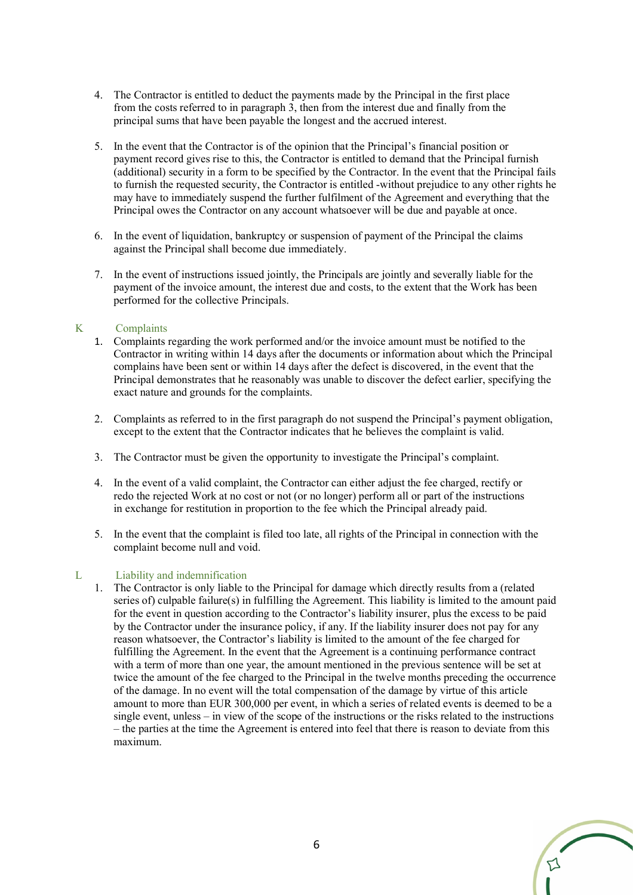4. The Contractor is entitled to deduct the payments made by the Principal in the first place from the costs referred to in paragraph 3, then from the interest due and finally from the principal sums that have been payable the longest and the accrued interest.

5. In the event that the Contractor is of the opinion that the Principal's financial position or payment record gives rise to this, the Contractor is entitled to demand that the Principal furnish (additional) security in a form to be specified by the Contractor. In the event that the Principal fails to furnish the requested security, the Contractor is entitled -without prejudice to any other rights he may have to immediately suspend the further fulfilment of the Agreement and everything that the Principal owes the Contractor on any account whatsoever will be due and payable at once.

6. In the event of liquidation, bankruptcy or suspension of payment of the Principal the claims against the Principal shall become due immediately.

7. In the event of instructions issued jointly, the Principals are jointly and severally liable for the payment of the invoice amount, the interest due and costs, to the extent that the Work has been performed for the collective Principals.

## K Complaints

1. Complaints regarding the work performed and/or the invoice amount must be notified to the Contractor in writing within 14 days after the documents or information about which the Principal complains have been sent or within 14 days after the defect is discovered, in the event that the Principal demonstrates that he reasonably was unable to discover the defect earlier, specifying the exact nature and grounds for the complaints.

2. Complaints as referred to in the first paragraph do not suspend the Principal's payment obligation, except to the extent that the Contractor indicates that he believes the complaint is valid.

3. The Contractor must be given the opportunity to investigate the Principal's complaint.

4. In the event of a valid complaint, the Contractor can either adjust the fee charged, rectify or redo the rejected Work at no cost or not (or no longer) perform all or part of the instructions in exchange for restitution in proportion to the fee which the Principal already paid.

5. In the event that the complaint is filed too late, all rights of the Principal in connection with the complaint become null and void.

## L Liability and indemnification

1. The Contractor is only liable to the Principal for damage which directly results from a (related series of) culpable failure(s) in fulfilling the Agreement. This liability is limited to the amount paid for the event in question according to the Contractor's liability insurer, plus the excess to be paid by the Contractor under the insurance policy, if any. If the liability insurer does not pay for any reason whatsoever, the Contractor's liability is limited to the amount of the fee charged for fulfilling the Agreement. In the event that the Agreement is a continuing performance contract with a term of more than one year, the amount mentioned in the previous sentence will be set at twice the amount of the fee charged to the Principal in the twelve months preceding the occurrence of the damage. In no event will the total compensation of the damage by virtue of this article amount to more than EUR 300,000 per event, in which a series of related events is deemed to be a single event, unless – in view of the scope of the instructions or the risks related to the instructions – the parties at the time the Agreement is entered into feel that there is reason to deviate from this maximum.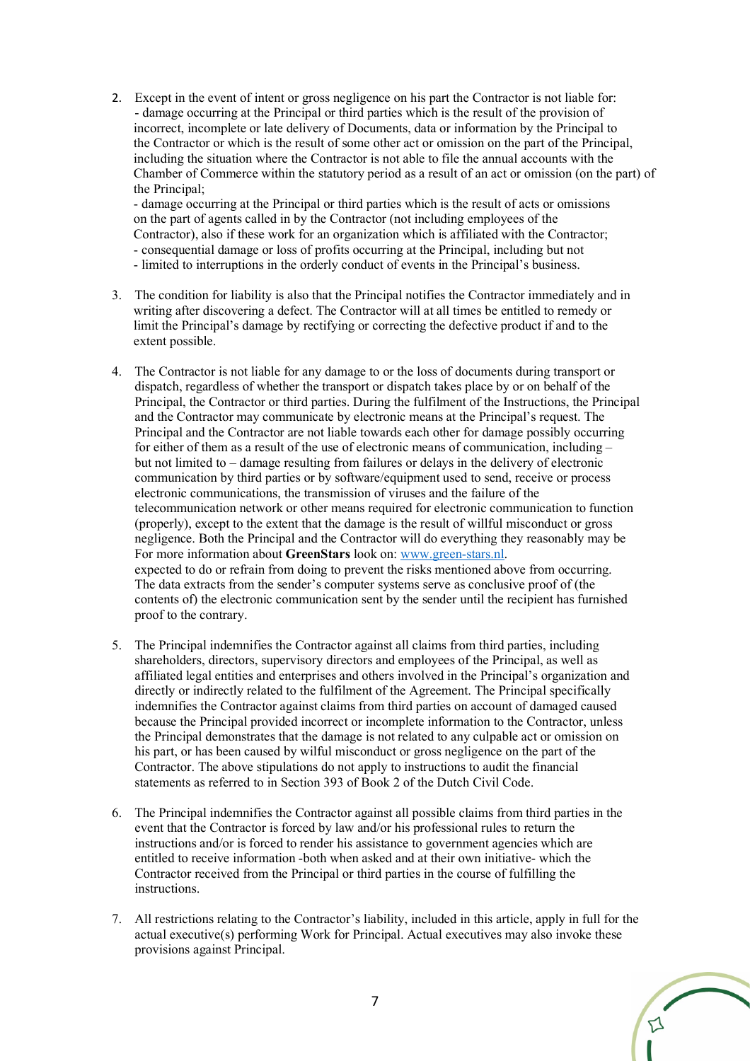2. Except in the event of intent or gross negligence on his part the Contractor is not liable for:
   - damage occurring at the Principal or third parties which is the result of the provision of incorrect, incomplete or late delivery of Documents, data or information by the Principal to the Contractor or which is the result of some other act or omission on the part of the Principal, including the situation where the Contractor is not able to file the annual accounts with the Chamber of Commerce within the statutory period as a result of an act or omission (on the part) of the Principal;
   - damage occurring at the Principal or third parties which is the result of acts or omissions on the part of agents called in by the Contractor (not including employees of the Contractor), also if these work for an organization which is affiliated with the Contractor;
   - consequential damage or loss of profits occurring at the Principal, including but not
   - limited to interruptions in the orderly conduct of events in the Principal's business.

3. The condition for liability is also that the Principal notifies the Contractor immediately and in writing after discovering a defect. The Contractor will at all times be entitled to remedy or limit the Principal's damage by rectifying or correcting the defective product if and to the extent possible.

4. The Contractor is not liable for any damage to or the loss of documents during transport or dispatch, regardless of whether the transport or dispatch takes place by or on behalf of the Principal, the Contractor or third parties. During the fulfilment of the Instructions, the Principal and the Contractor may communicate by electronic means at the Principal's request. The Principal and the Contractor are not liable towards each other for damage possibly occurring for either of them as a result of the use of electronic means of communication, including – but not limited to – damage resulting from failures or delays in the delivery of electronic communication by third parties or by software/equipment used to send, receive or process electronic communications, the transmission of viruses and the failure of the telecommunication network or other means required for electronic communication to function (properly), except to the extent that the damage is the result of willful misconduct or gross negligence. Both the Principal and the Contractor will do everything they reasonably may be For more information about **GreenStars** look on: [www.green-stars.nl](http://www.green-stars.nl).
   expected to do or refrain from doing to prevent the risks mentioned above from occurring. The data extracts from the sender's computer systems serve as conclusive proof of (the contents of) the electronic communication sent by the sender until the recipient has furnished proof to the contrary.

5. The Principal indemnifies the Contractor against all claims from third parties, including shareholders, directors, supervisory directors and employees of the Principal, as well as affiliated legal entities and enterprises and others involved in the Principal's organization and directly or indirectly related to the fulfilment of the Agreement. The Principal specifically indemnifies the Contractor against claims from third parties on account of damaged caused because the Principal provided incorrect or incomplete information to the Contractor, unless the Principal demonstrates that the damage is not related to any culpable act or omission on his part, or has been caused by wilful misconduct or gross negligence on the part of the Contractor. The above stipulations do not apply to instructions to audit the financial statements as referred to in Section 393 of Book 2 of the Dutch Civil Code.

6. The Principal indemnifies the Contractor against all possible claims from third parties in the event that the Contractor is forced by law and/or his professional rules to return the instructions and/or is forced to render his assistance to government agencies which are entitled to receive information -both when asked and at their own initiative- which the Contractor received from the Principal or third parties in the course of fulfilling the instructions.

7. All restrictions relating to the Contractor's liability, included in this article, apply in full for the actual executive(s) performing Work for Principal. Actual executives may also invoke these provisions against Principal.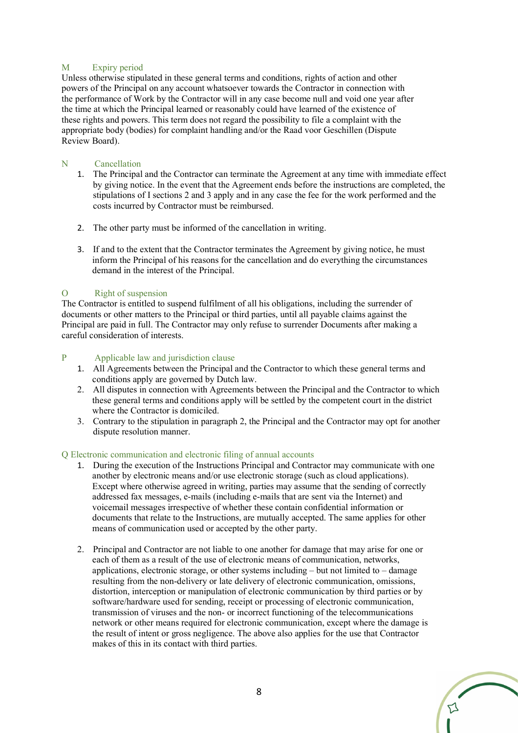## M Expiry period

Unless otherwise stipulated in these general terms and conditions, rights of action and other powers of the Principal on any account whatsoever towards the Contractor in connection with the performance of Work by the Contractor will in any case become null and void one year after the time at which the Principal learned or reasonably could have learned of the existence of these rights and powers. This term does not regard the possibility to file a complaint with the appropriate body (bodies) for complaint handling and/or the Raad voor Geschillen (Dispute Review Board).

## N Cancellation

1. The Principal and the Contractor can terminate the Agreement at any time with immediate effect by giving notice. In the event that the Agreement ends before the instructions are completed, the stipulations of I sections 2 and 3 apply and in any case the fee for the work performed and the costs incurred by Contractor must be reimbursed.

2. The other party must be informed of the cancellation in writing.

3. If and to the extent that the Contractor terminates the Agreement by giving notice, he must inform the Principal of his reasons for the cancellation and do everything the circumstances demand in the interest of the Principal.

## O Right of suspension

The Contractor is entitled to suspend fulfilment of all his obligations, including the surrender of documents or other matters to the Principal or third parties, until all payable claims against the Principal are paid in full. The Contractor may only refuse to surrender Documents after making a careful consideration of interests.

## P Applicable law and jurisdiction clause

1. All Agreements between the Principal and the Contractor to which these general terms and conditions apply are governed by Dutch law.
2. All disputes in connection with Agreements between the Principal and the Contractor to which these general terms and conditions apply will be settled by the competent court in the district where the Contractor is domiciled.
3. Contrary to the stipulation in paragraph 2, the Principal and the Contractor may opt for another dispute resolution manner.

## Q Electronic communication and electronic filing of annual accounts

1. During the execution of the Instructions Principal and Contractor may communicate with one another by electronic means and/or use electronic storage (such as cloud applications). Except where otherwise agreed in writing, parties may assume that the sending of correctly addressed fax messages, e-mails (including e-mails that are sent via the Internet) and voicemail messages irrespective of whether these contain confidential information or documents that relate to the Instructions, are mutually accepted. The same applies for other means of communication used or accepted by the other party.

2. Principal and Contractor are not liable to one another for damage that may arise for one or each of them as a result of the use of electronic means of communication, networks, applications, electronic storage, or other systems including – but not limited to – damage resulting from the non-delivery or late delivery of electronic communication, omissions, distortion, interception or manipulation of electronic communication by third parties or by software/hardware used for sending, receipt or processing of electronic communication, transmission of viruses and the non- or incorrect functioning of the telecommunications network or other means required for electronic communication, except where the damage is the result of intent or gross negligence. The above also applies for the use that Contractor makes of this in its contact with third parties.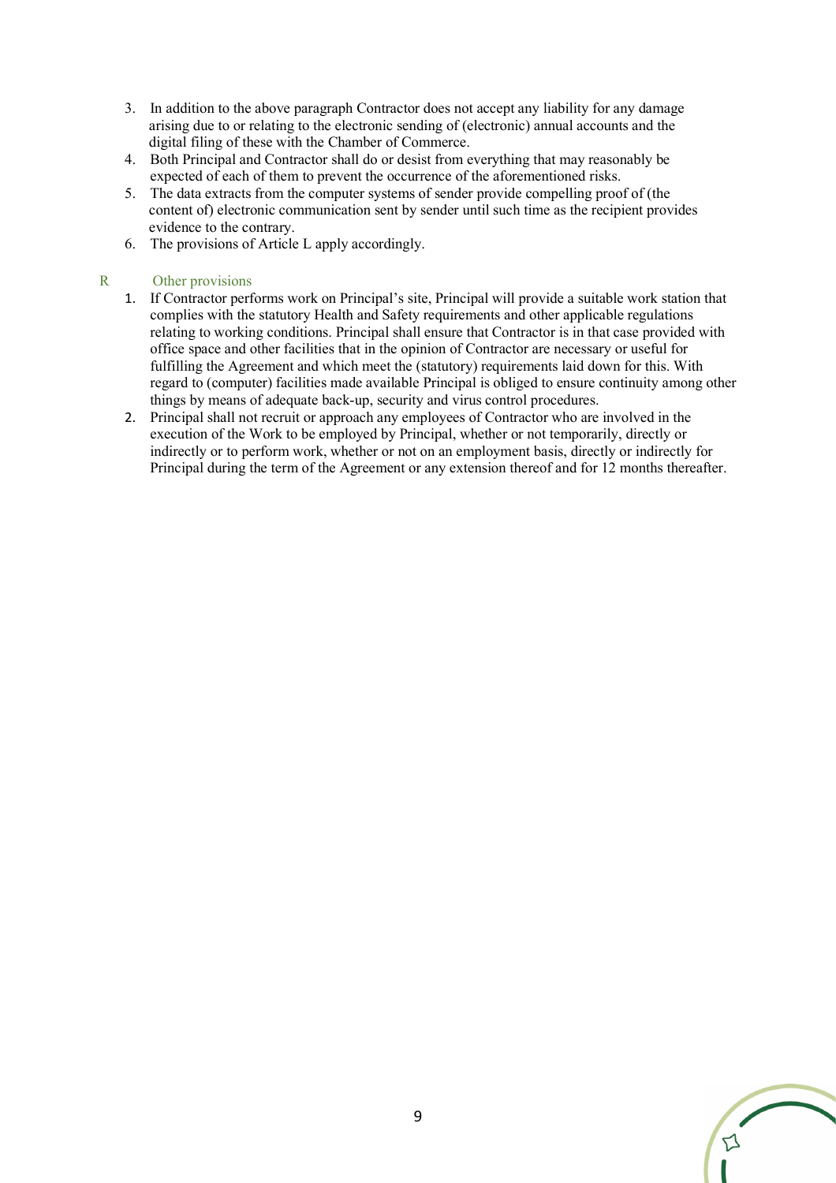3. In addition to the above paragraph Contractor does not accept any liability for any damage arising due to or relating to the electronic sending of (electronic) annual accounts and the digital filing of these with the Chamber of Commerce.
4. Both Principal and Contractor shall do or desist from everything that may reasonably be expected of each of them to prevent the occurrence of the aforementioned risks.
5. The data extracts from the computer systems of sender provide compelling proof of (the content of) electronic communication sent by sender until such time as the recipient provides evidence to the contrary.
6. The provisions of Article L apply accordingly.

## R Other provisions

1. If Contractor performs work on Principal's site, Principal will provide a suitable work station that complies with the statutory Health and Safety requirements and other applicable regulations relating to working conditions. Principal shall ensure that Contractor is in that case provided with office space and other facilities that in the opinion of Contractor are necessary or useful for fulfilling the Agreement and which meet the (statutory) requirements laid down for this. With regard to (computer) facilities made available Principal is obliged to ensure continuity among other things by means of adequate back-up, security and virus control procedures.
2. Principal shall not recruit or approach any employees of Contractor who are involved in the execution of the Work to be employed by Principal, whether or not temporarily, directly or indirectly or to perform work, whether or not on an employment basis, directly or indirectly for Principal during the term of the Agreement or any extension thereof and for 12 months thereafter.